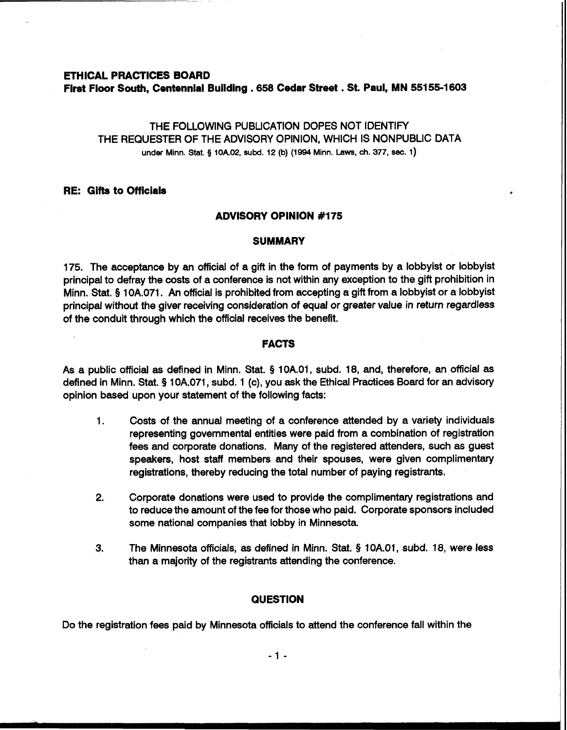**ETHICAL PRACTICES BOARD**
**First Floor South, Centennial Building . 658 Cedar Street . St. Paul, MN 55155-1603**

THE FOLLOWING PUBLICATION DOPES NOT IDENTIFY
THE REQUESTER OF THE ADVISORY OPINION, WHICH IS NONPUBLIC DATA
under Minn. Stat. § 10A.02, subd. 12 (b) (1994 Minn. Laws, ch. 377, sec. 1)

**RE: Gifts to Officials**

## ADVISORY OPINION #175

### SUMMARY

175. The acceptance by an official of a gift in the form of payments by a lobbyist or lobbyist principal to defray the costs of a conference is not within any exception to the gift prohibition in Minn. Stat. § 10A.071. An official is prohibited from accepting a gift from a lobbyist or a lobbyist principal without the giver receiving consideration of equal or greater value in return regardless of the conduit through which the official receives the benefit.

### FACTS

As a public official as defined in Minn. Stat. § 10A.01, subd. 18, and, therefore, an official as defined in Minn. Stat. § 10A.071, subd. 1 (c), you ask the Ethical Practices Board for an advisory opinion based upon your statement of the following facts:

1. Costs of the annual meeting of a conference attended by a variety individuals representing governmental entities were paid from a combination of registration fees and corporate donations. Many of the registered attenders, such as guest speakers, host staff members and their spouses, were given complimentary registrations, thereby reducing the total number of paying registrants.

2. Corporate donations were used to provide the complimentary registrations and to reduce the amount of the fee for those who paid. Corporate sponsors included some national companies that lobby in Minnesota.

3. The Minnesota officials, as defined in Minn. Stat. § 10A.01, subd. 18, were less than a majority of the registrants attending the conference.

### QUESTION

Do the registration fees paid by Minnesota officials to attend the conference fall within the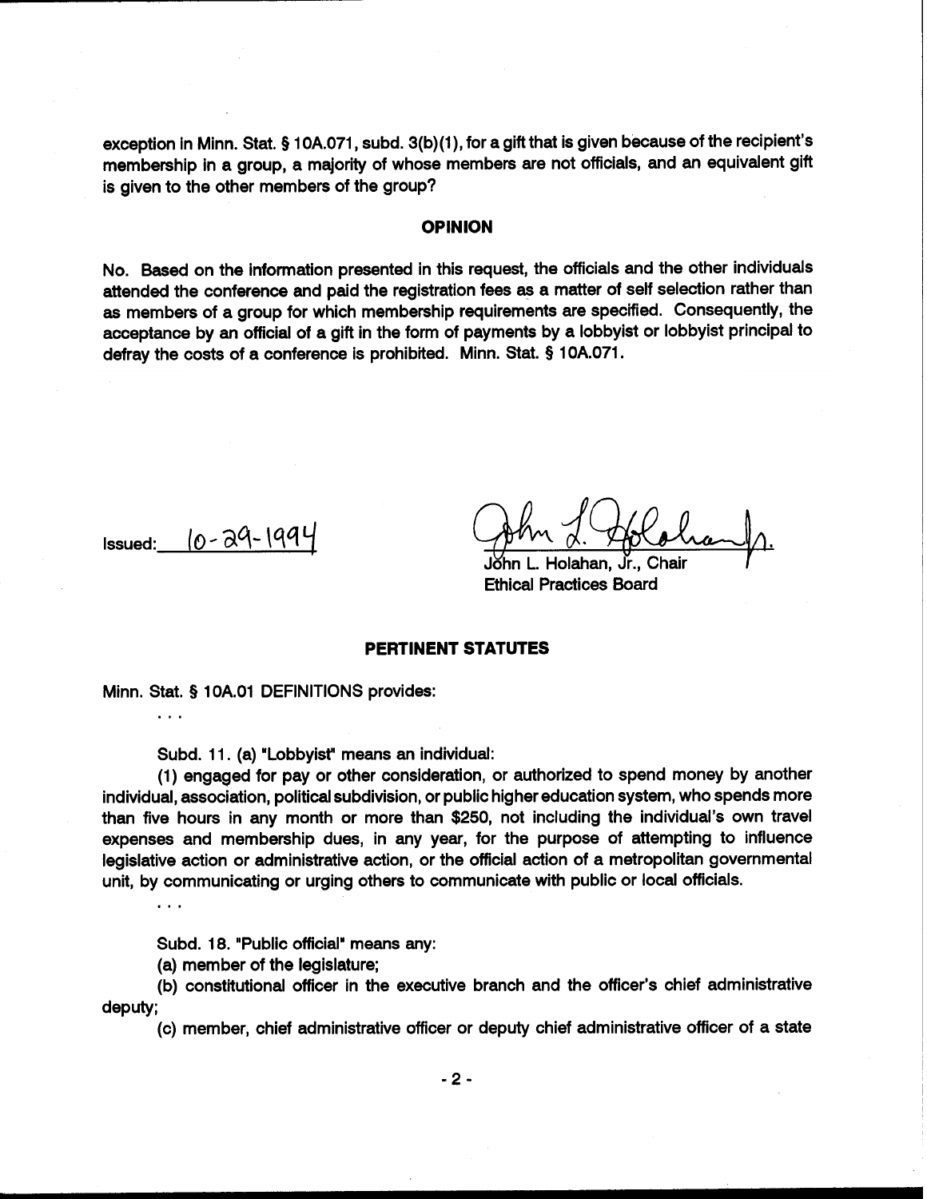exception in Minn. Stat. § 10A.071, subd. 3(b)(1), for a gift that is given because of the recipient's membership in a group, a majority of whose members are not officials, and an equivalent gift is given to the other members of the group?

## OPINION

No. Based on the information presented in this request, the officials and the other individuals attended the conference and paid the registration fees as a matter of self selection rather than as members of a group for which membership requirements are specified. Consequently, the acceptance by an official of a gift in the form of payments by a lobbyist or lobbyist principal to defray the costs of a conference is prohibited. Minn. Stat. § 10A.071.

Issued: 10-29-1994

John L. Holahan, Jr., Chair
Ethical Practices Board

## PERTINENT STATUTES

Minn. Stat. § 10A.01 DEFINITIONS provides:

. . .

Subd. 11. (a) "Lobbyist" means an individual:

(1) engaged for pay or other consideration, or authorized to spend money by another individual, association, political subdivision, or public higher education system, who spends more than five hours in any month or more than $250, not including the individual's own travel expenses and membership dues, in any year, for the purpose of attempting to influence legislative action or administrative action, or the official action of a metropolitan governmental unit, by communicating or urging others to communicate with public or local officials.

. . .

Subd. 18. "Public official" means any:

(a) member of the legislature;

(b) constitutional officer in the executive branch and the officer's chief administrative deputy;

(c) member, chief administrative officer or deputy chief administrative officer of a state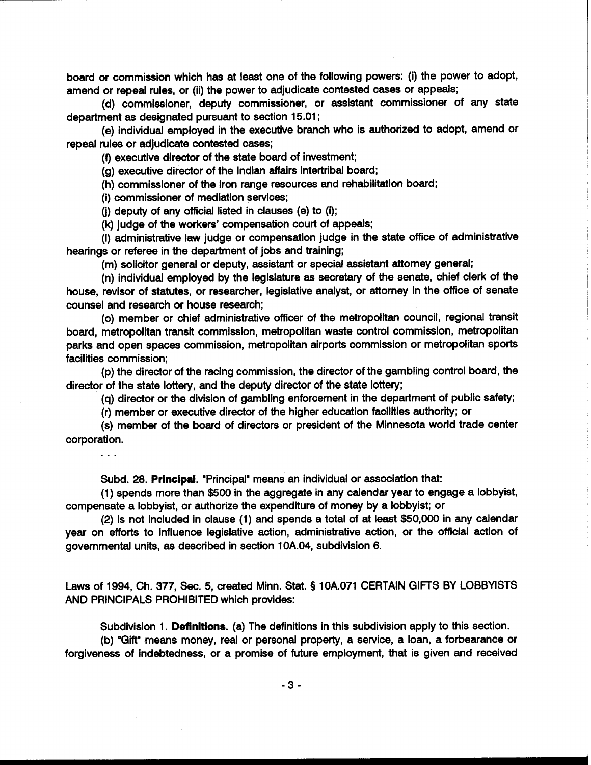board or commission which has at least one of the following powers: (i) the power to adopt, amend or repeal rules, or (ii) the power to adjudicate contested cases or appeals;

(d) commissioner, deputy commissioner, or assistant commissioner of any state department as designated pursuant to section 15.01;

(e) individual employed in the executive branch who is authorized to adopt, amend or repeal rules or adjudicate contested cases;

(f) executive director of the state board of investment;

(g) executive director of the Indian affairs intertribal board;

(h) commissioner of the iron range resources and rehabilitation board;

(i) commissioner of mediation services;

(j) deputy of any official listed in clauses (e) to (i);

(k) judge of the workers' compensation court of appeals;

(l) administrative law judge or compensation judge in the state office of administrative hearings or referee in the department of jobs and training;

(m) solicitor general or deputy, assistant or special assistant attorney general;

(n) individual employed by the legislature as secretary of the senate, chief clerk of the house, revisor of statutes, or researcher, legislative analyst, or attorney in the office of senate counsel and research or house research;

(o) member or chief administrative officer of the metropolitan council, regional transit board, metropolitan transit commission, metropolitan waste control commission, metropolitan parks and open spaces commission, metropolitan airports commission or metropolitan sports facilities commission;

(p) the director of the racing commission, the director of the gambling control board, the director of the state lottery, and the deputy director of the state lottery;

(q) director or the division of gambling enforcement in the department of public safety;

(r) member or executive director of the higher education facilities authority; or

(s) member of the board of directors or president of the Minnesota world trade center corporation.

. . .

Subd. 28. **Principal.** "Principal" means an individual or association that:

(1) spends more than $500 in the aggregate in any calendar year to engage a lobbyist, compensate a lobbyist, or authorize the expenditure of money by a lobbyist; or

(2) is not included in clause (1) and spends a total of at least $50,000 in any calendar year on efforts to influence legislative action, administrative action, or the official action of governmental units, as described in section 10A.04, subdivision 6.

Laws of 1994, Ch. 377, Sec. 5, created Minn. Stat. § 10A.071 CERTAIN GIFTS BY LOBBYISTS AND PRINCIPALS PROHIBITED which provides:

Subdivision 1. **Definitions.** (a) The definitions in this subdivision apply to this section.

(b) "Gift" means money, real or personal property, a service, a loan, a forbearance or forgiveness of indebtedness, or a promise of future employment, that is given and received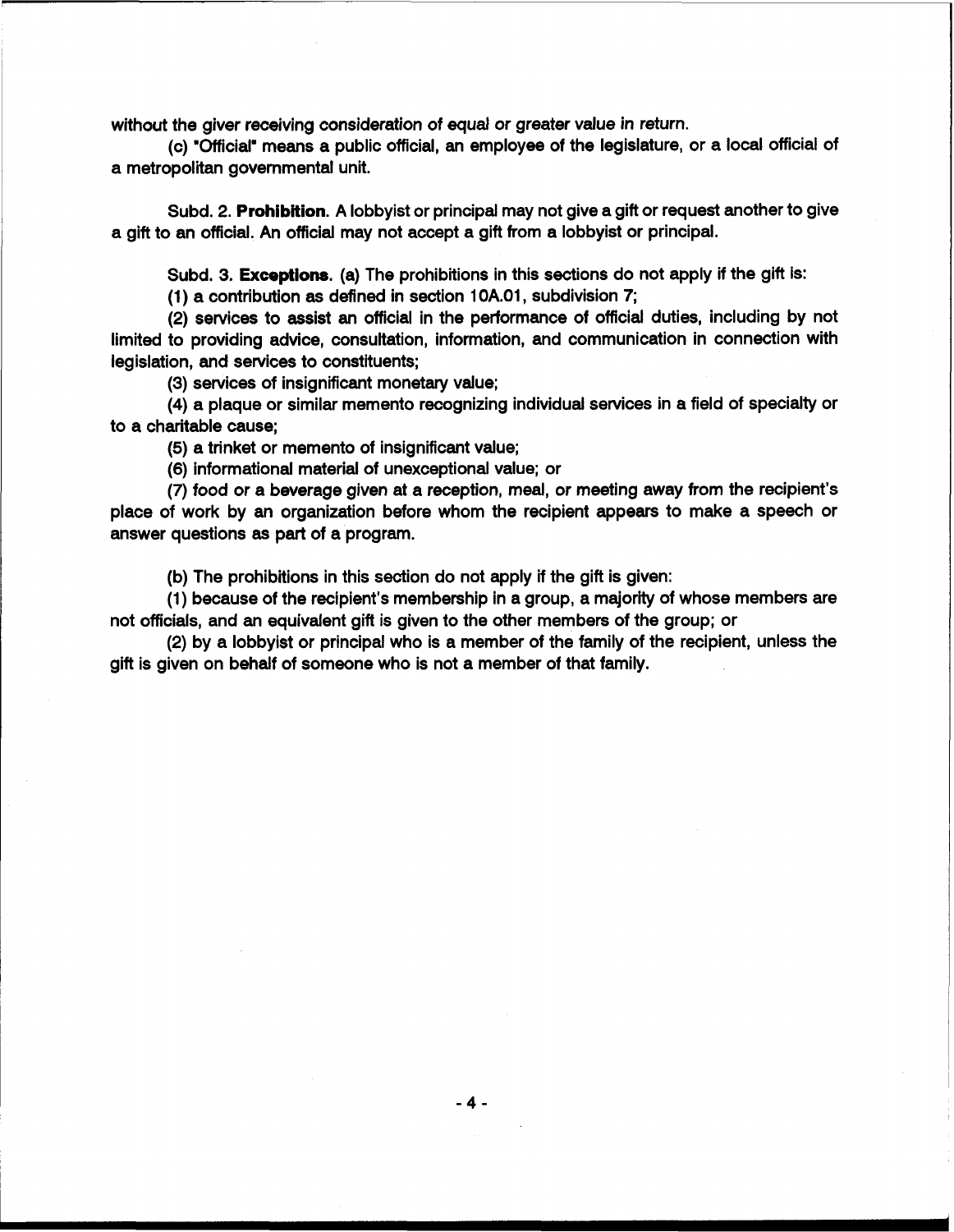without the giver receiving consideration of equal or greater value in return.

(c) "Official" means a public official, an employee of the legislature, or a local official of a metropolitan governmental unit.

Subd. 2. **Prohibition**. A lobbyist or principal may not give a gift or request another to give a gift to an official. An official may not accept a gift from a lobbyist or principal.

Subd. 3. **Exceptions**. (a) The prohibitions in this sections do not apply if the gift is:

(1) a contribution as defined in section 10A.01, subdivision 7;

(2) services to assist an official in the performance of official duties, including by not limited to providing advice, consultation, information, and communication in connection with legislation, and services to constituents;

(3) services of insignificant monetary value;

(4) a plaque or similar memento recognizing individual services in a field of specialty or to a charitable cause;

(5) a trinket or memento of insignificant value;

(6) informational material of unexceptional value; or

(7) food or a beverage given at a reception, meal, or meeting away from the recipient's place of work by an organization before whom the recipient appears to make a speech or answer questions as part of a program.

(b) The prohibitions in this section do not apply if the gift is given:

(1) because of the recipient's membership in a group, a majority of whose members are not officials, and an equivalent gift is given to the other members of the group; or

(2) by a lobbyist or principal who is a member of the family of the recipient, unless the gift is given on behalf of someone who is not a member of that family.